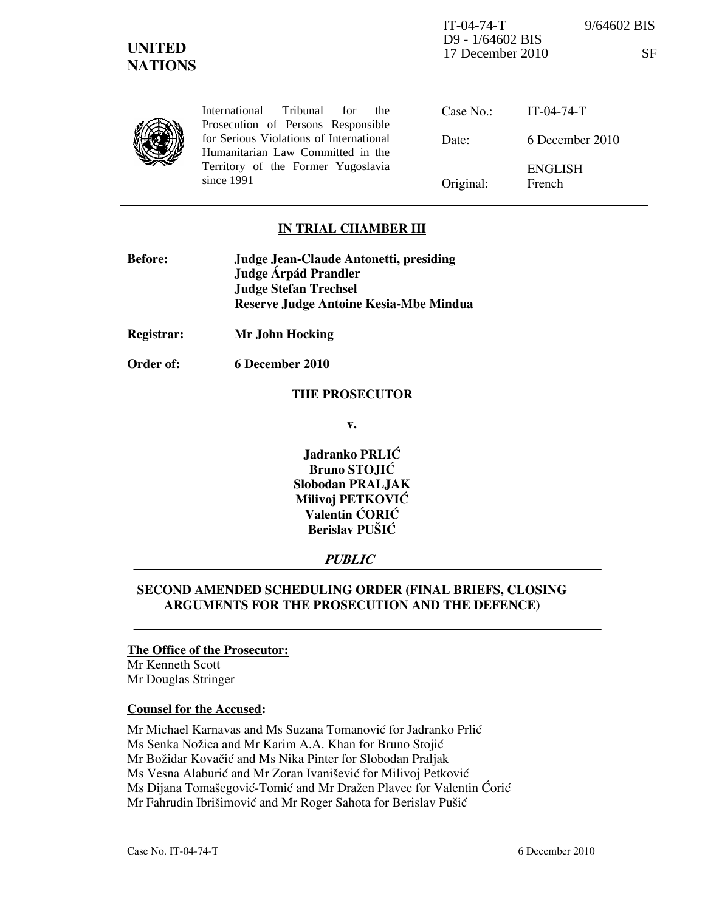IT-04-74-T 9/64602 BIS
D9 - 1/64602 BIS
17 December 2010 SF

**UNITED NATIONS**

International Tribunal for the Prosecution of Persons Responsible for Serious Violations of International Humanitarian Law Committed in the Territory of the Former Yugoslavia since 1991

| | |
|---|---|
| Case No.: | IT-04-74-T |
| Date: | 6 December 2010 |
| Original: | ENGLISH<br>French |

**IN TRIAL CHAMBER III**

**Before:** **Judge Jean-Claude Antonetti, presiding**
**Judge Árpád Prandler**
**Judge Stefan Trechsel**
**Reserve Judge Antoine Kesia-Mbe Mindua**

**Registrar:** **Mr John Hocking**

**Order of:** **6 December 2010**

**THE PROSECUTOR**

**v.**

**Jadranko PRLIĆ**
**Bruno STOJIĆ**
**Slobodan PRALJAK**
**Milivoj PETKOVIĆ**
**Valentin ĆORIĆ**
**Berislav PUŠIĆ**

***PUBLIC***

**SECOND AMENDED SCHEDULING ORDER (FINAL BRIEFS, CLOSING ARGUMENTS FOR THE PROSECUTION AND THE DEFENCE)**

**The Office of the Prosecutor:**
Mr Kenneth Scott
Mr Douglas Stringer

**Counsel for the Accused:**

Mr Michael Karnavas and Ms Suzana Tomanović for Jadranko Prlić
Ms Senka Nožica and Mr Karim A.A. Khan for Bruno Stojić
Mr Božidar Kovačić and Ms Nika Pinter for Slobodan Praljak
Ms Vesna Alaburić and Mr Zoran Ivanišević for Milivoj Petković
Ms Dijana Tomašegović-Tomić and Mr Dražen Plavec for Valentin Ćorić
Mr Fahrudin Ibrišimović and Mr Roger Sahota for Berislav Pušić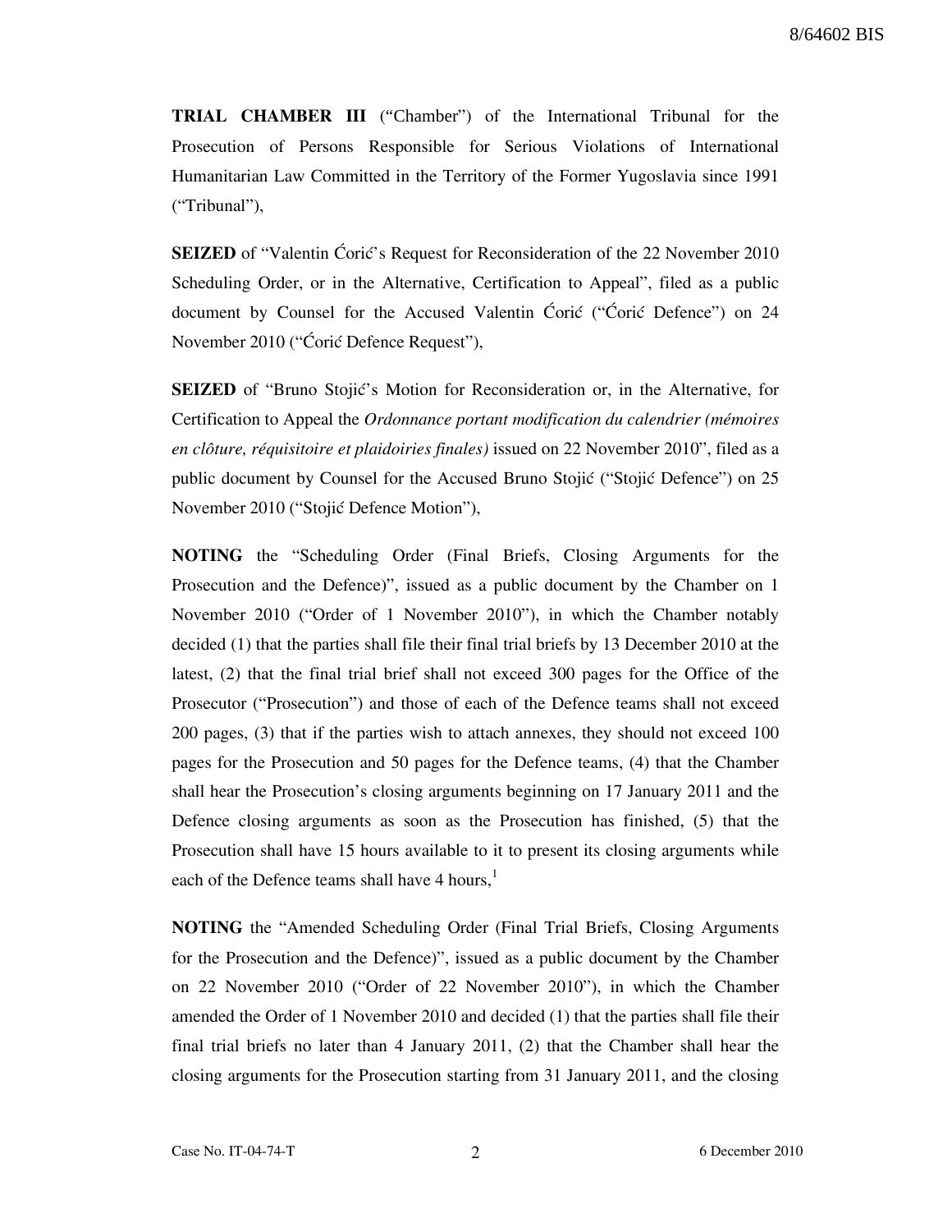**TRIAL CHAMBER III** ("Chamber") of the International Tribunal for the Prosecution of Persons Responsible for Serious Violations of International Humanitarian Law Committed in the Territory of the Former Yugoslavia since 1991 ("Tribunal"),

**SEIZED** of "Valentin Ćorić's Request for Reconsideration of the 22 November 2010 Scheduling Order, or in the Alternative, Certification to Appeal", filed as a public document by Counsel for the Accused Valentin Ćorić ("Ćorić Defence") on 24 November 2010 ("Ćorić Defence Request"),

**SEIZED** of "Bruno Stojić's Motion for Reconsideration or, in the Alternative, for Certification to Appeal the *Ordonnance portant modification du calendrier (mémoires en clôture, réquisitoire et plaidoiries finales)* issued on 22 November 2010", filed as a public document by Counsel for the Accused Bruno Stojić ("Stojić Defence") on 25 November 2010 ("Stojić Defence Motion"),

**NOTING** the "Scheduling Order (Final Briefs, Closing Arguments for the Prosecution and the Defence)", issued as a public document by the Chamber on 1 November 2010 ("Order of 1 November 2010"), in which the Chamber notably decided (1) that the parties shall file their final trial briefs by 13 December 2010 at the latest, (2) that the final trial brief shall not exceed 300 pages for the Office of the Prosecutor ("Prosecution") and those of each of the Defence teams shall not exceed 200 pages, (3) that if the parties wish to attach annexes, they should not exceed 100 pages for the Prosecution and 50 pages for the Defence teams, (4) that the Chamber shall hear the Prosecution's closing arguments beginning on 17 January 2011 and the Defence closing arguments as soon as the Prosecution has finished, (5) that the Prosecution shall have 15 hours available to it to present its closing arguments while each of the Defence teams shall have 4 hours,[1]

**NOTING** the "Amended Scheduling Order (Final Trial Briefs, Closing Arguments for the Prosecution and the Defence)", issued as a public document by the Chamber on 22 November 2010 ("Order of 22 November 2010"), in which the Chamber amended the Order of 1 November 2010 and decided (1) that the parties shall file their final trial briefs no later than 4 January 2011, (2) that the Chamber shall hear the closing arguments for the Prosecution starting from 31 January 2011, and the closing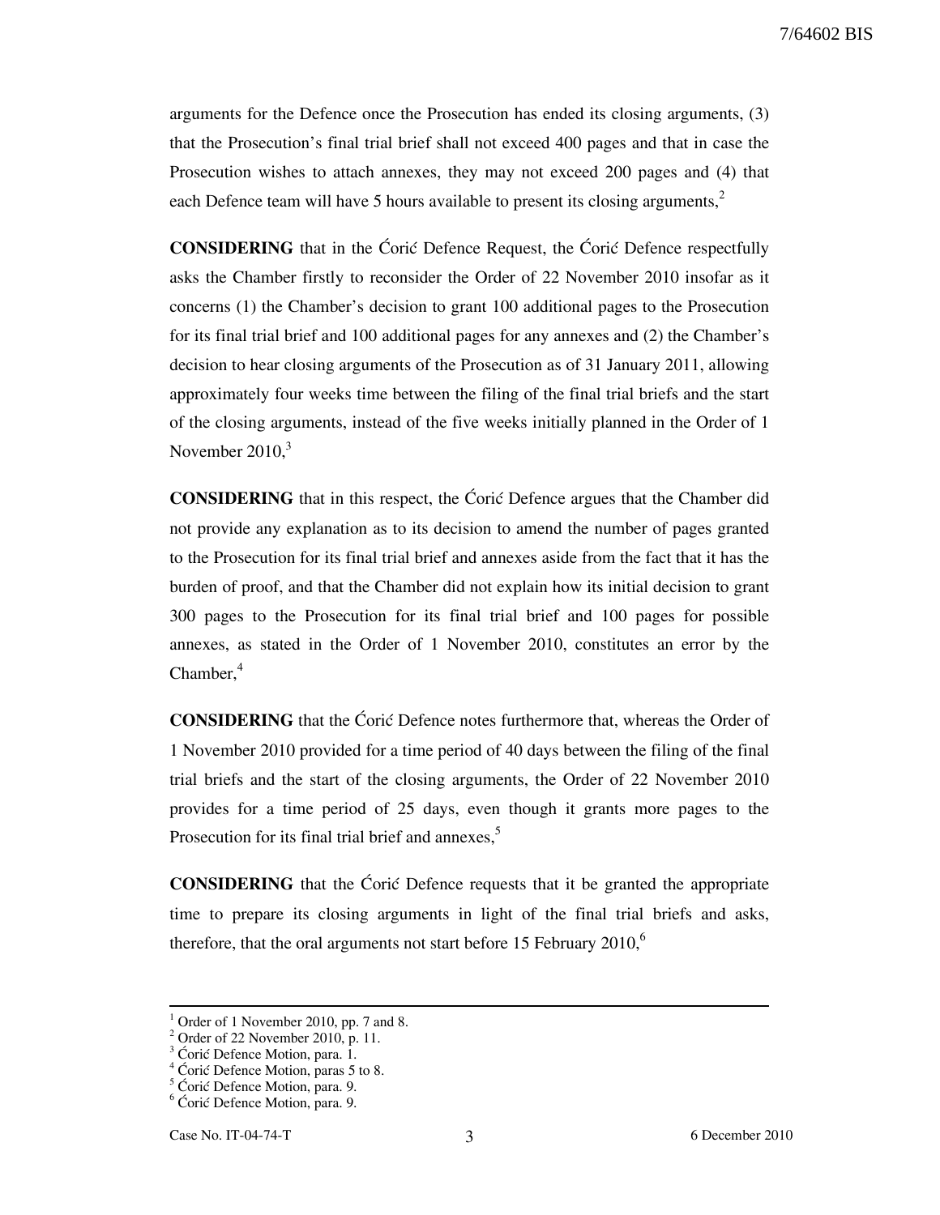arguments for the Defence once the Prosecution has ended its closing arguments, (3) that the Prosecution's final trial brief shall not exceed 400 pages and that in case the Prosecution wishes to attach annexes, they may not exceed 200 pages and (4) that each Defence team will have 5 hours available to present its closing arguments,[2]

**CONSIDERING** that in the Ćorić Defence Request, the Ćorić Defence respectfully asks the Chamber firstly to reconsider the Order of 22 November 2010 insofar as it concerns (1) the Chamber's decision to grant 100 additional pages to the Prosecution for its final trial brief and 100 additional pages for any annexes and (2) the Chamber's decision to hear closing arguments of the Prosecution as of 31 January 2011, allowing approximately four weeks time between the filing of the final trial briefs and the start of the closing arguments, instead of the five weeks initially planned in the Order of 1 November 2010,[3]

**CONSIDERING** that in this respect, the Ćorić Defence argues that the Chamber did not provide any explanation as to its decision to amend the number of pages granted to the Prosecution for its final trial brief and annexes aside from the fact that it has the burden of proof, and that the Chamber did not explain how its initial decision to grant 300 pages to the Prosecution for its final trial brief and 100 pages for possible annexes, as stated in the Order of 1 November 2010, constitutes an error by the Chamber,[4]

**CONSIDERING** that the Ćorić Defence notes furthermore that, whereas the Order of 1 November 2010 provided for a time period of 40 days between the filing of the final trial briefs and the start of the closing arguments, the Order of 22 November 2010 provides for a time period of 25 days, even though it grants more pages to the Prosecution for its final trial brief and annexes,[5]

**CONSIDERING** that the Ćorić Defence requests that it be granted the appropriate time to prepare its closing arguments in light of the final trial briefs and asks, therefore, that the oral arguments not start before 15 February 2010,[6]

---

[1] Order of 1 November 2010, pp. 7 and 8.
[2] Order of 22 November 2010, p. 11.
[3] Ćorić Defence Motion, para. 1.
[4] Ćorić Defence Motion, paras 5 to 8.
[5] Ćorić Defence Motion, para. 9.
[6] Ćorić Defence Motion, para. 9.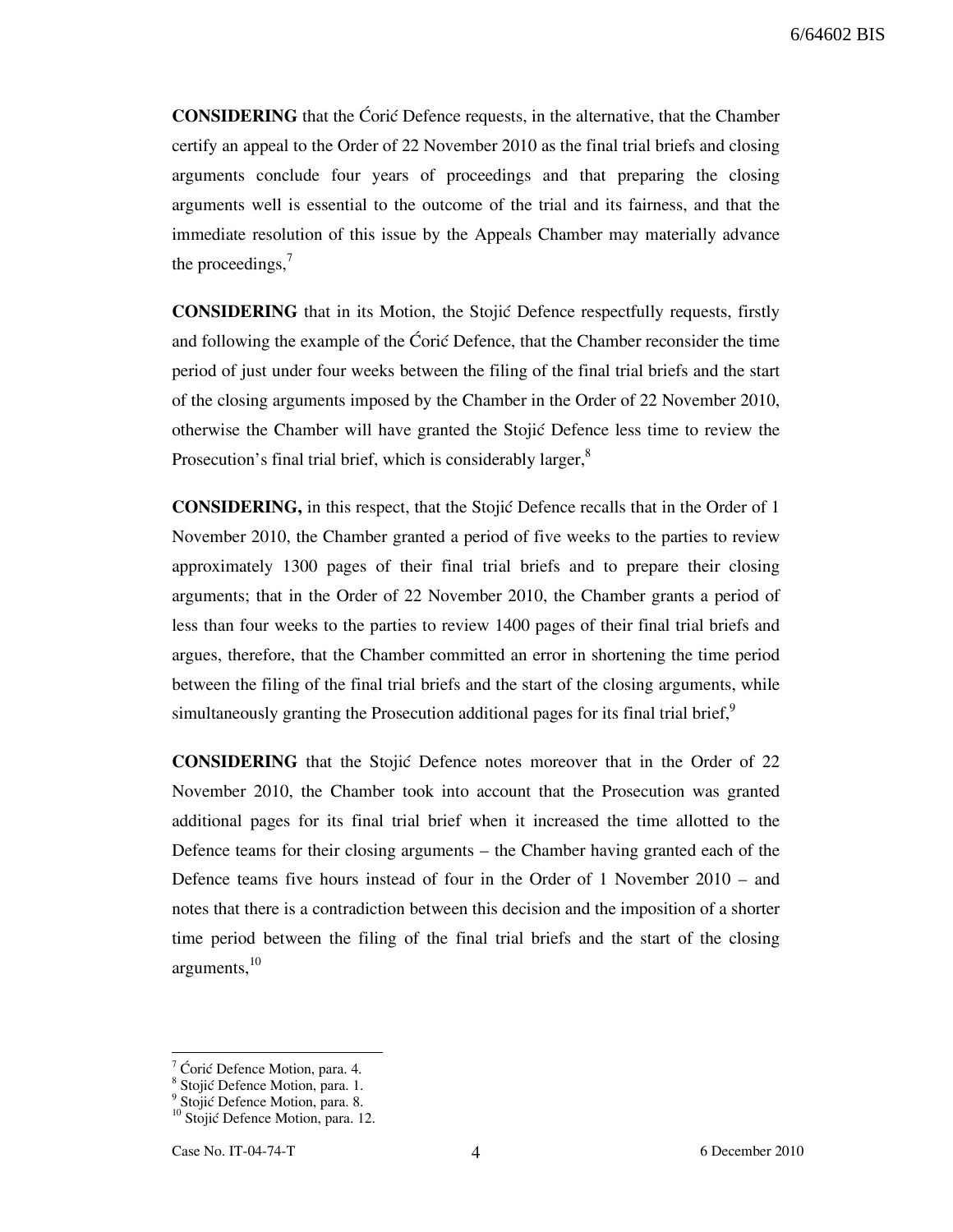**CONSIDERING** that the Ćorić Defence requests, in the alternative, that the Chamber certify an appeal to the Order of 22 November 2010 as the final trial briefs and closing arguments conclude four years of proceedings and that preparing the closing arguments well is essential to the outcome of the trial and its fairness, and that the immediate resolution of this issue by the Appeals Chamber may materially advance the proceedings,[7]

**CONSIDERING** that in its Motion, the Stojić Defence respectfully requests, firstly and following the example of the Ćorić Defence, that the Chamber reconsider the time period of just under four weeks between the filing of the final trial briefs and the start of the closing arguments imposed by the Chamber in the Order of 22 November 2010, otherwise the Chamber will have granted the Stojić Defence less time to review the Prosecution's final trial brief, which is considerably larger,[8]

**CONSIDERING,** in this respect, that the Stojić Defence recalls that in the Order of 1 November 2010, the Chamber granted a period of five weeks to the parties to review approximately 1300 pages of their final trial briefs and to prepare their closing arguments; that in the Order of 22 November 2010, the Chamber grants a period of less than four weeks to the parties to review 1400 pages of their final trial briefs and argues, therefore, that the Chamber committed an error in shortening the time period between the filing of the final trial briefs and the start of the closing arguments, while simultaneously granting the Prosecution additional pages for its final trial brief,[9]

**CONSIDERING** that the Stojić Defence notes moreover that in the Order of 22 November 2010, the Chamber took into account that the Prosecution was granted additional pages for its final trial brief when it increased the time allotted to the Defence teams for their closing arguments – the Chamber having granted each of the Defence teams five hours instead of four in the Order of 1 November 2010 – and notes that there is a contradiction between this decision and the imposition of a shorter time period between the filing of the final trial briefs and the start of the closing arguments,[10]

---

[7] Ćorić Defence Motion, para. 4.
[8] Stojić Defence Motion, para. 1.
[9] Stojić Defence Motion, para. 8.
[10] Stojić Defence Motion, para. 12.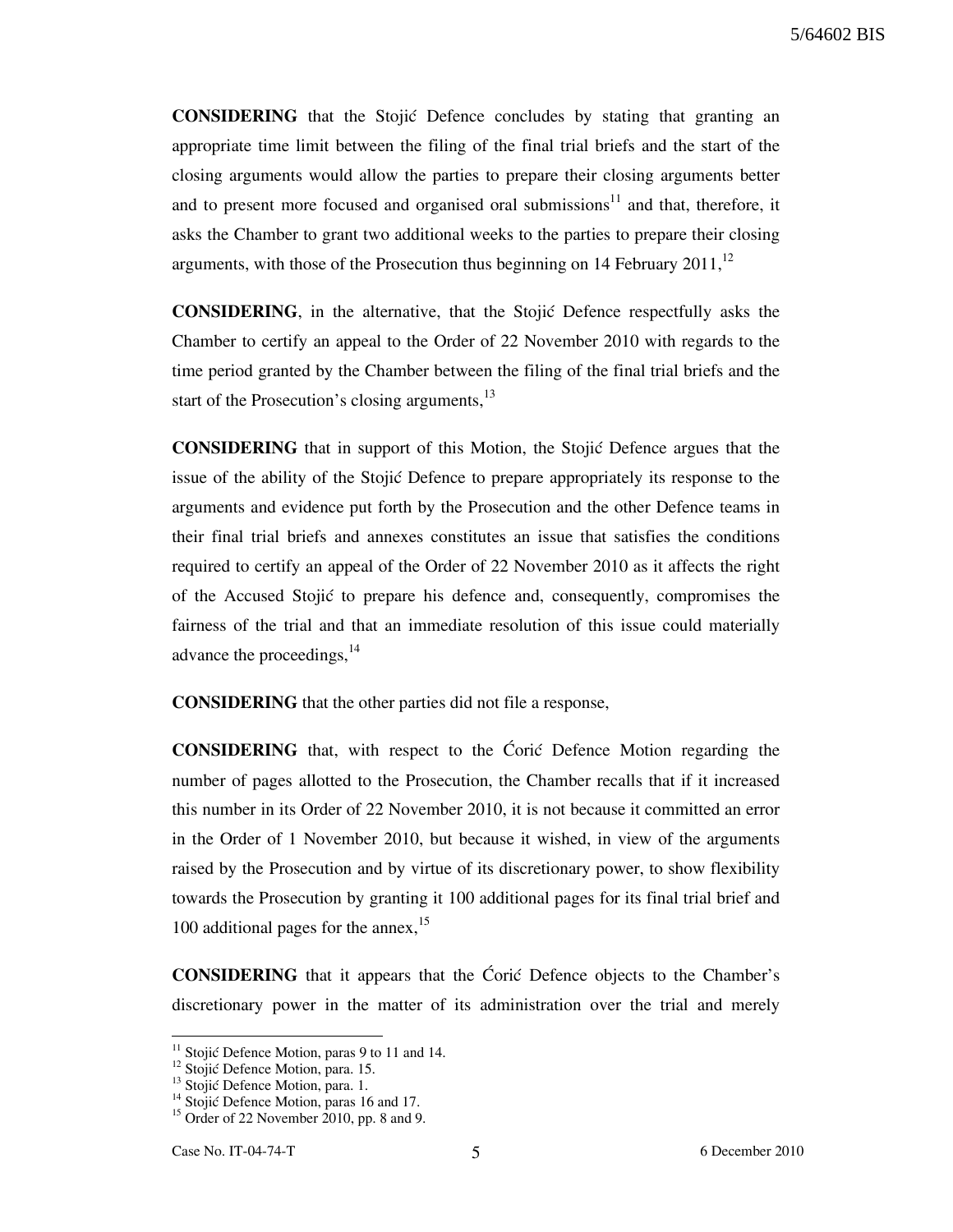**CONSIDERING** that the Stojić Defence concludes by stating that granting an appropriate time limit between the filing of the final trial briefs and the start of the closing arguments would allow the parties to prepare their closing arguments better and to present more focused and organised oral submissions[11] and that, therefore, it asks the Chamber to grant two additional weeks to the parties to prepare their closing arguments, with those of the Prosecution thus beginning on 14 February 2011,[12]

**CONSIDERING**, in the alternative, that the Stojić Defence respectfully asks the Chamber to certify an appeal to the Order of 22 November 2010 with regards to the time period granted by the Chamber between the filing of the final trial briefs and the start of the Prosecution's closing arguments,[13]

**CONSIDERING** that in support of this Motion, the Stojić Defence argues that the issue of the ability of the Stojić Defence to prepare appropriately its response to the arguments and evidence put forth by the Prosecution and the other Defence teams in their final trial briefs and annexes constitutes an issue that satisfies the conditions required to certify an appeal of the Order of 22 November 2010 as it affects the right of the Accused Stojić to prepare his defence and, consequently, compromises the fairness of the trial and that an immediate resolution of this issue could materially advance the proceedings,[14]

**CONSIDERING** that the other parties did not file a response,

**CONSIDERING** that, with respect to the Ćorić Defence Motion regarding the number of pages allotted to the Prosecution, the Chamber recalls that if it increased this number in its Order of 22 November 2010, it is not because it committed an error in the Order of 1 November 2010, but because it wished, in view of the arguments raised by the Prosecution and by virtue of its discretionary power, to show flexibility towards the Prosecution by granting it 100 additional pages for its final trial brief and 100 additional pages for the annex,[15]

**CONSIDERING** that it appears that the Ćorić Defence objects to the Chamber's discretionary power in the matter of its administration over the trial and merely

---

[11] Stojić Defence Motion, paras 9 to 11 and 14.
[12] Stojić Defence Motion, para. 15.
[13] Stojić Defence Motion, para. 1.
[14] Stojić Defence Motion, paras 16 and 17.
[15] Order of 22 November 2010, pp. 8 and 9.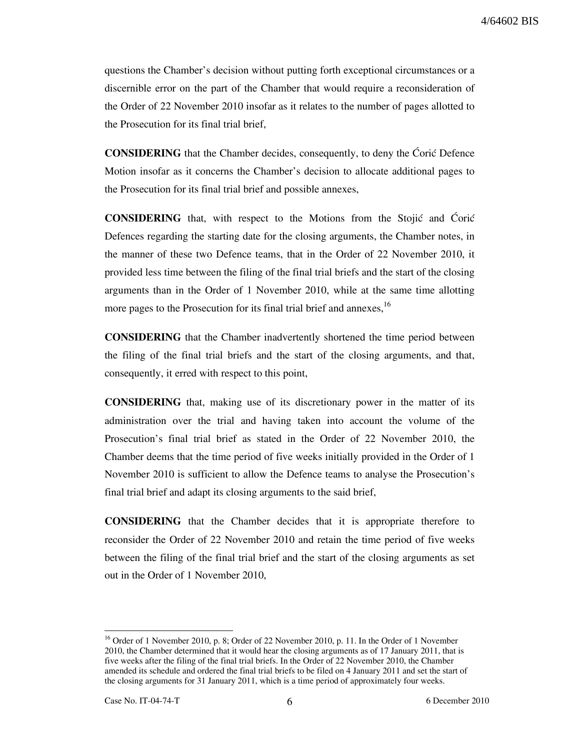questions the Chamber's decision without putting forth exceptional circumstances or a discernible error on the part of the Chamber that would require a reconsideration of the Order of 22 November 2010 insofar as it relates to the number of pages allotted to the Prosecution for its final trial brief,

**CONSIDERING** that the Chamber decides, consequently, to deny the Ćorić Defence Motion insofar as it concerns the Chamber's decision to allocate additional pages to the Prosecution for its final trial brief and possible annexes,

**CONSIDERING** that, with respect to the Motions from the Stojić and Ćorić Defences regarding the starting date for the closing arguments, the Chamber notes, in the manner of these two Defence teams, that in the Order of 22 November 2010, it provided less time between the filing of the final trial briefs and the start of the closing arguments than in the Order of 1 November 2010, while at the same time allotting more pages to the Prosecution for its final trial brief and annexes,[16]

**CONSIDERING** that the Chamber inadvertently shortened the time period between the filing of the final trial briefs and the start of the closing arguments, and that, consequently, it erred with respect to this point,

**CONSIDERING** that, making use of its discretionary power in the matter of its administration over the trial and having taken into account the volume of the Prosecution's final trial brief as stated in the Order of 22 November 2010, the Chamber deems that the time period of five weeks initially provided in the Order of 1 November 2010 is sufficient to allow the Defence teams to analyse the Prosecution's final trial brief and adapt its closing arguments to the said brief,

**CONSIDERING** that the Chamber decides that it is appropriate therefore to reconsider the Order of 22 November 2010 and retain the time period of five weeks between the filing of the final trial brief and the start of the closing arguments as set out in the Order of 1 November 2010,

---

[16] Order of 1 November 2010, p. 8; Order of 22 November 2010, p. 11. In the Order of 1 November 2010, the Chamber determined that it would hear the closing arguments as of 17 January 2011, that is five weeks after the filing of the final trial briefs. In the Order of 22 November 2010, the Chamber amended its schedule and ordered the final trial briefs to be filed on 4 January 2011 and set the start of the closing arguments for 31 January 2011, which is a time period of approximately four weeks.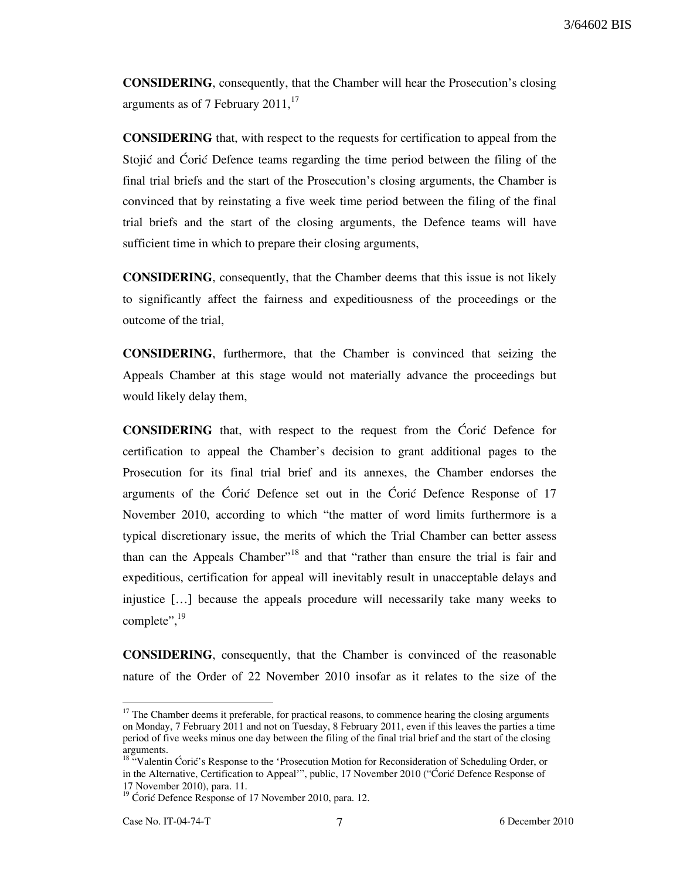**CONSIDERING**, consequently, that the Chamber will hear the Prosecution's closing arguments as of 7 February 2011,[17]

**CONSIDERING** that, with respect to the requests for certification to appeal from the Stojić and Ćorić Defence teams regarding the time period between the filing of the final trial briefs and the start of the Prosecution's closing arguments, the Chamber is convinced that by reinstating a five week time period between the filing of the final trial briefs and the start of the closing arguments, the Defence teams will have sufficient time in which to prepare their closing arguments,

**CONSIDERING**, consequently, that the Chamber deems that this issue is not likely to significantly affect the fairness and expeditiousness of the proceedings or the outcome of the trial,

**CONSIDERING**, furthermore, that the Chamber is convinced that seizing the Appeals Chamber at this stage would not materially advance the proceedings but would likely delay them,

**CONSIDERING** that, with respect to the request from the Ćorić Defence for certification to appeal the Chamber's decision to grant additional pages to the Prosecution for its final trial brief and its annexes, the Chamber endorses the arguments of the Ćorić Defence set out in the Ćorić Defence Response of 17 November 2010, according to which "the matter of word limits furthermore is a typical discretionary issue, the merits of which the Trial Chamber can better assess than can the Appeals Chamber"[18] and that "rather than ensure the trial is fair and expeditious, certification for appeal will inevitably result in unacceptable delays and injustice […] because the appeals procedure will necessarily take many weeks to complete",[19]

**CONSIDERING**, consequently, that the Chamber is convinced of the reasonable nature of the Order of 22 November 2010 insofar as it relates to the size of the

---

[17] The Chamber deems it preferable, for practical reasons, to commence hearing the closing arguments on Monday, 7 February 2011 and not on Tuesday, 8 February 2011, even if this leaves the parties a time period of five weeks minus one day between the filing of the final trial brief and the start of the closing arguments.

[18] "Valentin Ćorić's Response to the 'Prosecution Motion for Reconsideration of Scheduling Order, or in the Alternative, Certification to Appeal'", public, 17 November 2010 ("Ćorić Defence Response of 17 November 2010), para. 11.

[19] Ćorić Defence Response of 17 November 2010, para. 12.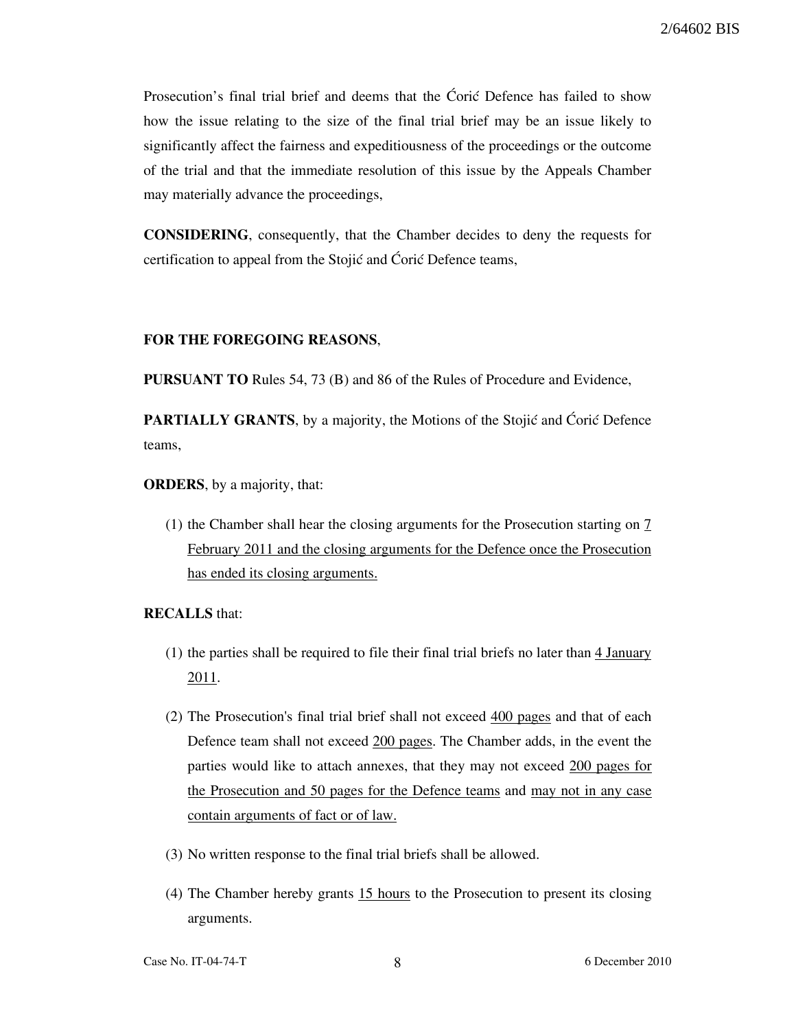Prosecution's final trial brief and deems that the Ćorić Defence has failed to show how the issue relating to the size of the final trial brief may be an issue likely to significantly affect the fairness and expeditiousness of the proceedings or the outcome of the trial and that the immediate resolution of this issue by the Appeals Chamber may materially advance the proceedings,

**CONSIDERING**, consequently, that the Chamber decides to deny the requests for certification to appeal from the Stojić and Ćorić Defence teams,

**FOR THE FOREGOING REASONS**,

**PURSUANT TO** Rules 54, 73 (B) and 86 of the Rules of Procedure and Evidence,

**PARTIALLY GRANTS**, by a majority, the Motions of the Stojić and Ćorić Defence teams,

**ORDERS**, by a majority, that:

(1) the Chamber shall hear the closing arguments for the Prosecution starting on 7 February 2011 and the closing arguments for the Defence once the Prosecution has ended its closing arguments.

**RECALLS** that:

(1) the parties shall be required to file their final trial briefs no later than 4 January 2011.

(2) The Prosecution's final trial brief shall not exceed 400 pages and that of each Defence team shall not exceed 200 pages. The Chamber adds, in the event the parties would like to attach annexes, that they may not exceed 200 pages for the Prosecution and 50 pages for the Defence teams and may not in any case contain arguments of fact or of law.

(3) No written response to the final trial briefs shall be allowed.

(4) The Chamber hereby grants 15 hours to the Prosecution to present its closing arguments.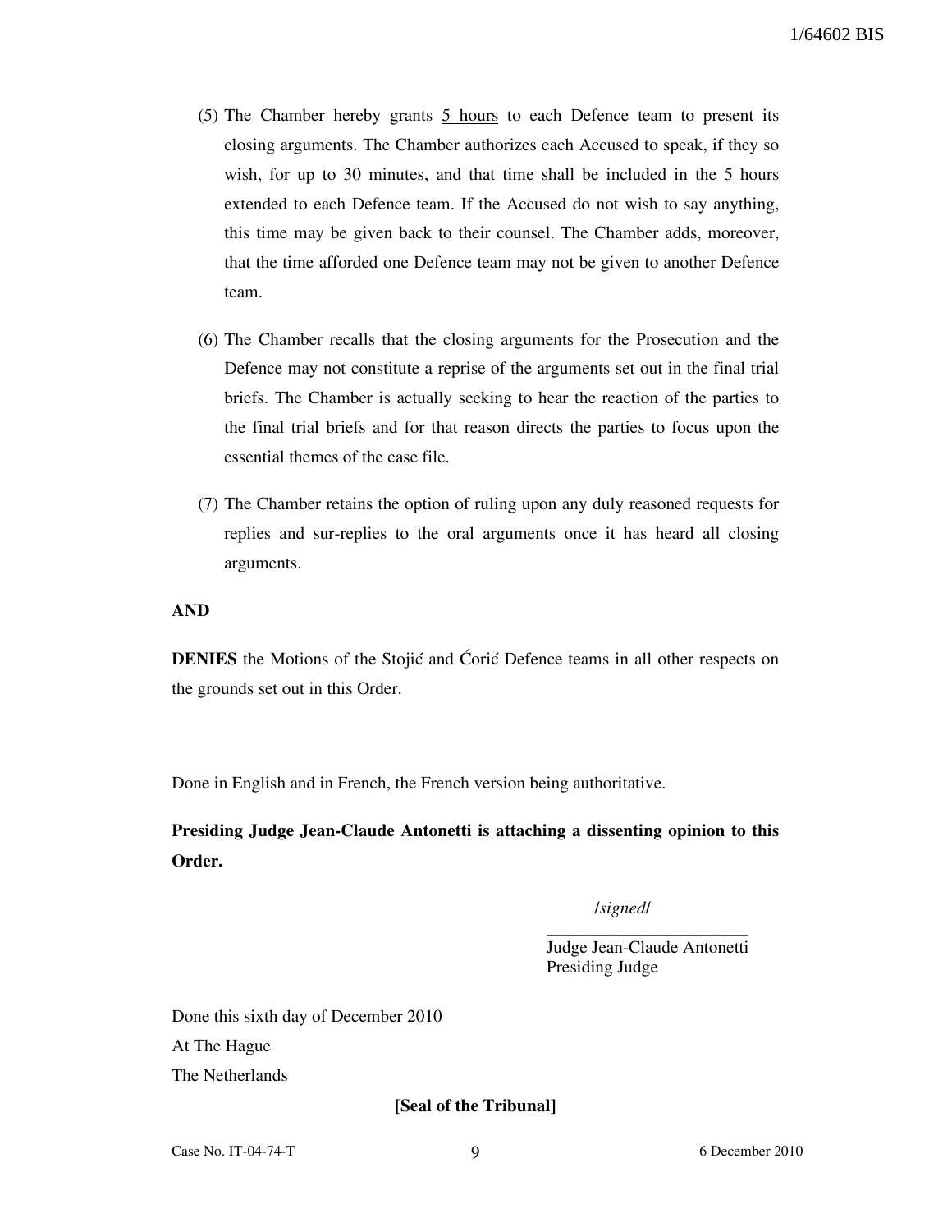(5) The Chamber hereby grants 5 hours to each Defence team to present its closing arguments. The Chamber authorizes each Accused to speak, if they so wish, for up to 30 minutes, and that time shall be included in the 5 hours extended to each Defence team. If the Accused do not wish to say anything, this time may be given back to their counsel. The Chamber adds, moreover, that the time afforded one Defence team may not be given to another Defence team.

(6) The Chamber recalls that the closing arguments for the Prosecution and the Defence may not constitute a reprise of the arguments set out in the final trial briefs. The Chamber is actually seeking to hear the reaction of the parties to the final trial briefs and for that reason directs the parties to focus upon the essential themes of the case file.

(7) The Chamber retains the option of ruling upon any duly reasoned requests for replies and sur-replies to the oral arguments once it has heard all closing arguments.

**AND**

**DENIES** the Motions of the Stojić and Ćorić Defence teams in all other respects on the grounds set out in this Order.

Done in English and in French, the French version being authoritative.

**Presiding Judge Jean-Claude Antonetti is attaching a dissenting opinion to this Order.**

*/signed/*

Judge Jean-Claude Antonetti
Presiding Judge

Done this sixth day of December 2010
At The Hague
The Netherlands

**[Seal of the Tribunal]**